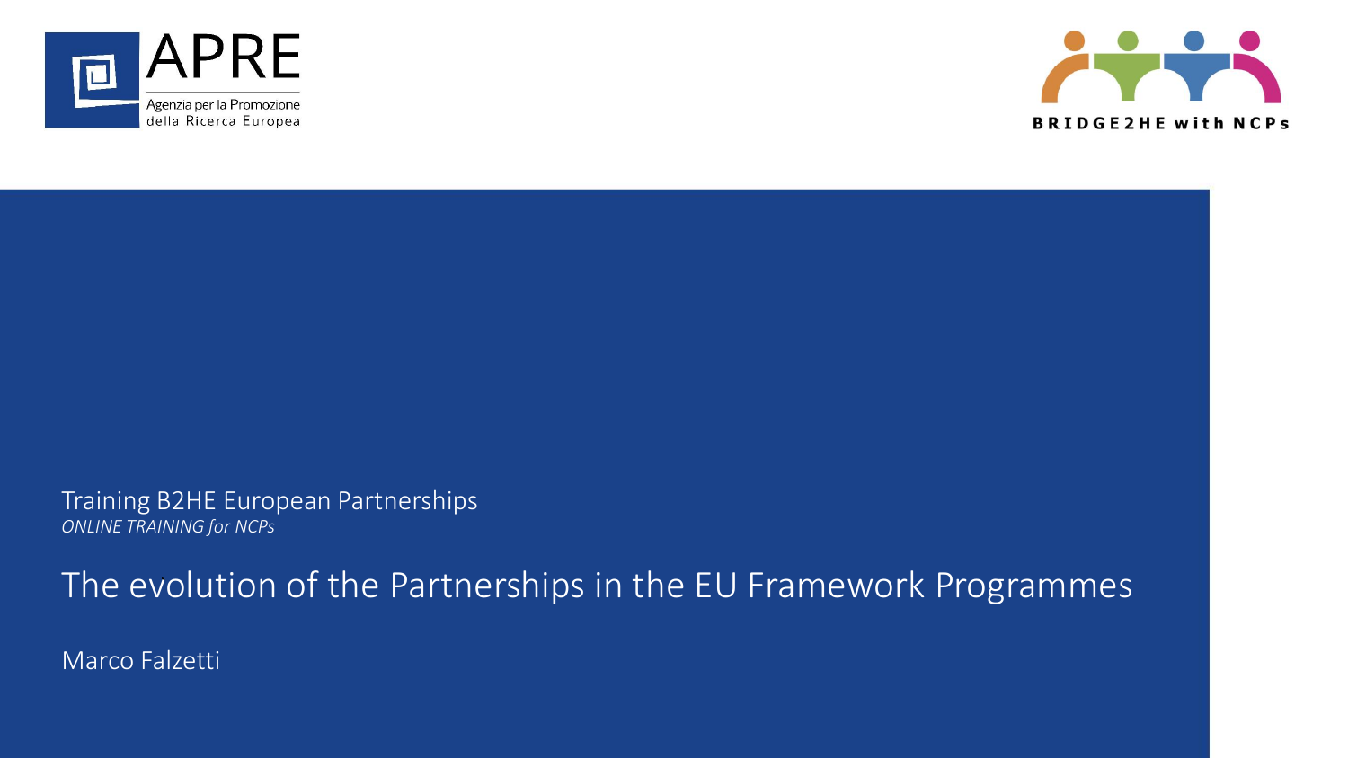APRE

Agenzia per la Promozione della Ricerca Europea

BRIDGE2HE with NCPs

Training B2HE European Partnerships

*ONLINE TRAINING for NCPs*

# The evolution of the Partnerships in the EU Framework Programmes

Marco Falzetti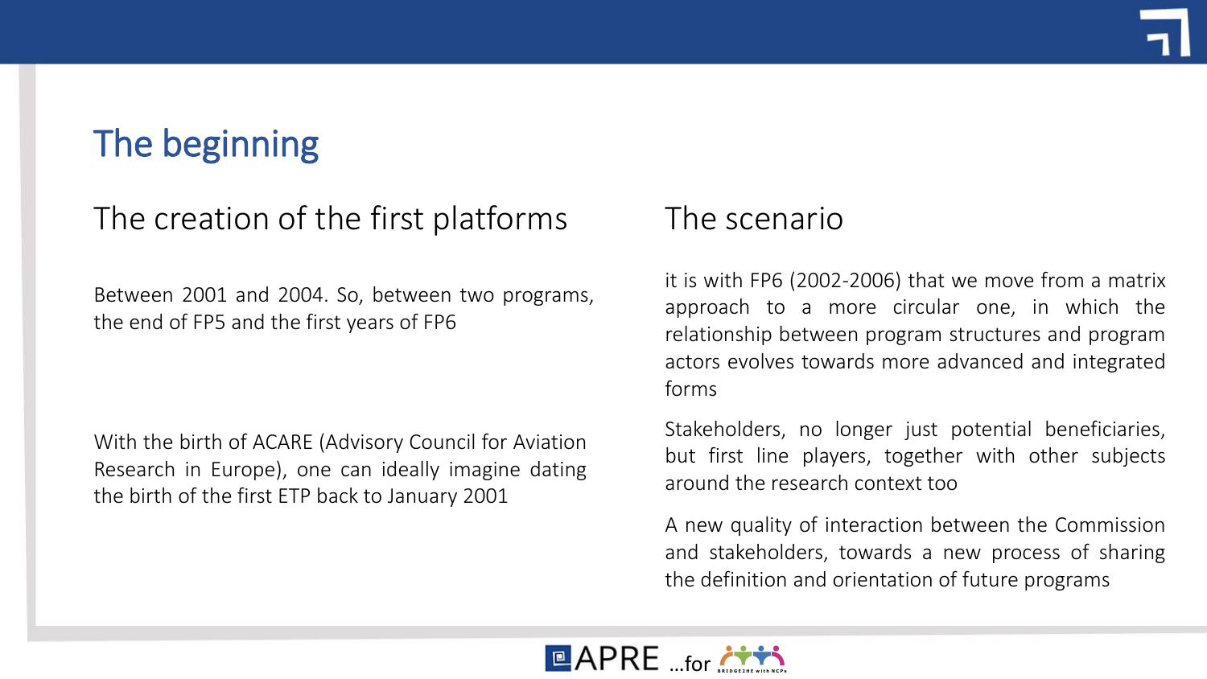# The beginning

## The creation of the first platforms

Between 2001 and 2004. So, between two programs, the end of FP5 and the first years of FP6

With the birth of ACARE (Advisory Council for Aviation Research in Europe), one can ideally imagine dating the birth of the first ETP back to January 2001

## The scenario

it is with FP6 (2002-2006) that we move from a matrix approach to a more circular one, in which the relationship between program structures and program actors evolves towards more advanced and integrated forms

Stakeholders, no longer just potential beneficiaries, but first line players, together with other subjects around the research context too

A new quality of interaction between the Commission and stakeholders, towards a new process of sharing the definition and orientation of future programs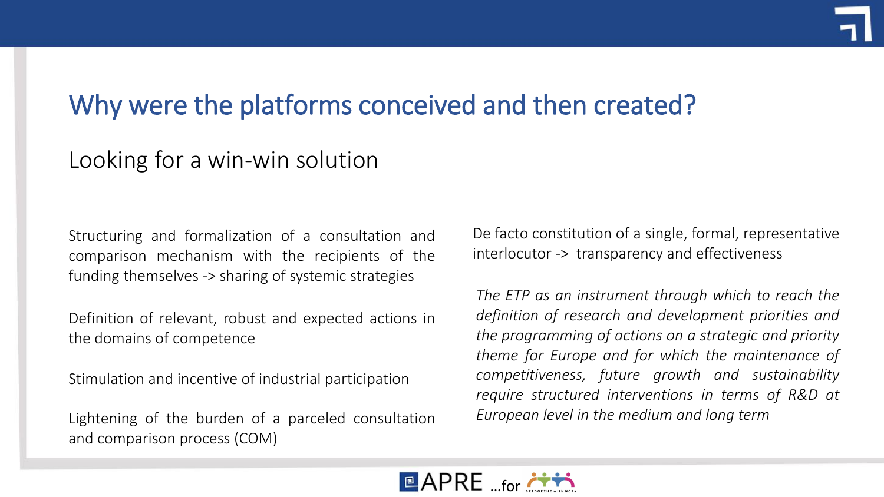# Why were the platforms conceived and then created?

## Looking for a win-win solution

Structuring and formalization of a consultation and comparison mechanism with the recipients of the funding themselves -> sharing of systemic strategies

Definition of relevant, robust and expected actions in the domains of competence

Stimulation and incentive of industrial participation

Lightening of the burden of a parceled consultation and comparison process (COM)

De facto constitution of a single, formal, representative interlocutor -> transparency and effectiveness

*The ETP as an instrument through which to reach the definition of research and development priorities and the programming of actions on a strategic and priority theme for Europe and for which the maintenance of competitiveness, future growth and sustainability require structured interventions in terms of R&D at European level in the medium and long term*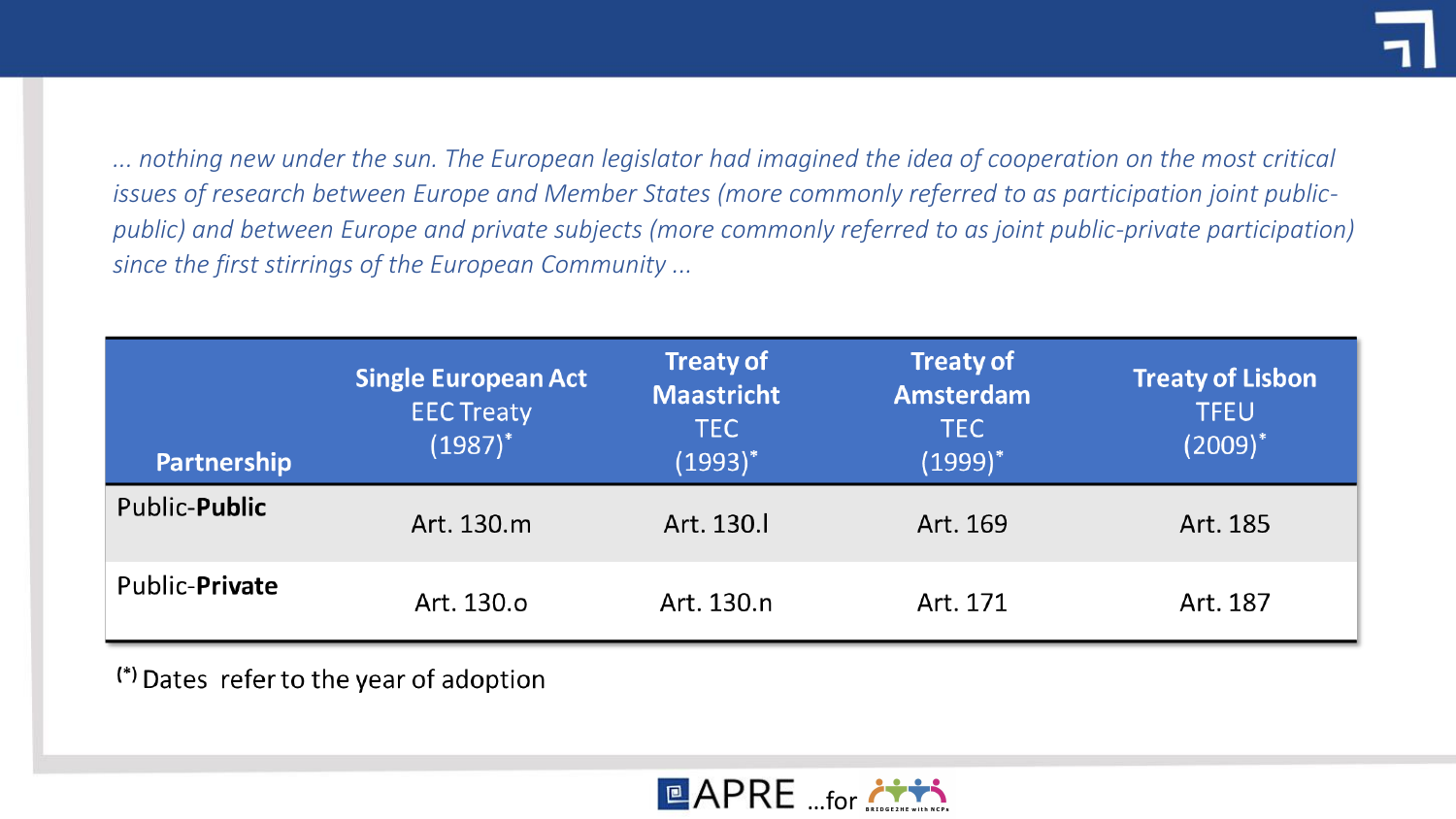*... nothing new under the sun. The European legislator had imagined the idea of cooperation on the most critical issues of research between Europe and Member States (more commonly referred to as participation joint public-public) and between Europe and private subjects (more commonly referred to as joint public-private participation) since the first stirrings of the European Community ...*

| Partnership | **Single European Act** EEC Treaty (1987)* | **Treaty of Maastricht** TEC (1993)* | **Treaty of Amsterdam** TEC (1999)* | **Treaty of Lisbon** TFEU (2009)* |
|---|---|---|---|---|
| Public-**Public** | Art. 130.m | Art. 130.l | Art. 169 | Art. 185 |
| Public-**Private** | Art. 130.o | Art. 130.n | Art. 171 | Art. 187 |

(*) Dates refer to the year of adoption

APRE ...for BRIDGE2HE with NCPs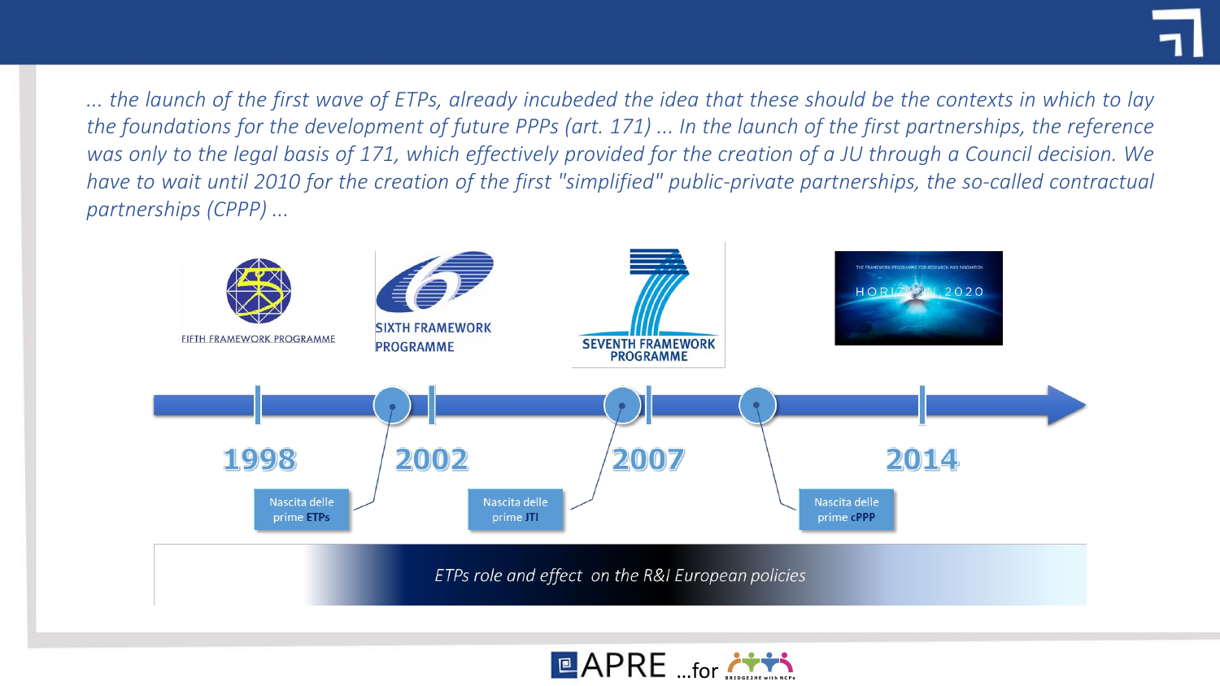*... the launch of the first wave of ETPs, already incubeded the idea that these should be the contexts in which to lay the foundations for the development of future PPPs (art. 171) ... In the launch of the first partnerships, the reference was only to the legal basis of 171, which effectively provided for the creation of a JU through a Council decision. We have to wait until 2010 for the creation of the first "simplified" public-private partnerships, the so-called contractual partnerships (CPPP) ...*

FIFTH FRAMEWORK PROGRAMME

SIXTH FRAMEWORK PROGRAMME

SEVENTH FRAMEWORK PROGRAMME

THE FRAMEWORK PROGRAMME FOR RESEARCH AND INNOVATION HORIZON 2020

**1998** — Nascita delle prime **ETPs**

**2002** — Nascita delle prime **JTI**

**2007** — Nascita delle prime **cPPP**

**2014**

*ETPs role and effect on the R&I European policies*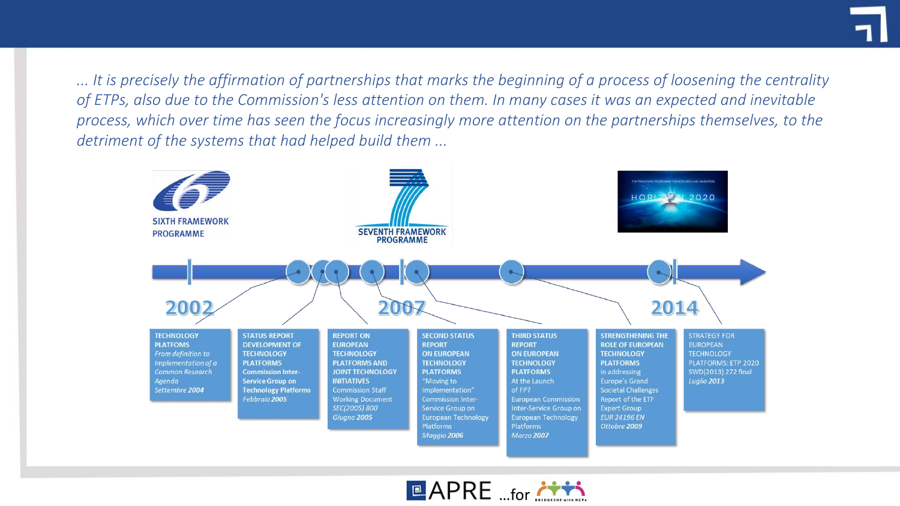*... It is precisely the affirmation of partnerships that marks the beginning of a process of loosening the centrality of ETPs, also due to the Commission's less attention on them. In many cases it was an expected and inevitable process, which over time has seen the focus increasingly more attention on the partnerships themselves, to the detriment of the systems that had helped build them ...*

SIXTH FRAMEWORK PROGRAMME

SEVENTH FRAMEWORK PROGRAMME

HORIZON 2020

2002 — 2007 — 2014

**TECHNOLOGY PLATFORMS**
*From definition to Implementation of a Common Research Agenda*
*Settembre 2004*

**STATUS REPORT DEVELOPMENT OF TECHNOLOGY PLATFORMS**
**Commission Inter-Service Group on Technology Platforms**
*Febbraio 2005*

**REPORT ON EUROPEAN TECHNOLOGY PLATFORMS AND JOINT TECHNOLOGY INITIATIVES**
Commission Staff Working Document
*SEC(2005) 800*
*Giugno 2005*

**SECOND STATUS REPORT ON EUROPEAN TECHNOLOGY PLATFORMS**
"Moving to Implementation"
Commission Inter-Service Group on European Technology Platforms
*Maggio 2006*

**THIRD STATUS REPORT ON EUROPEAN TECHNOLOGY PLATFORMS**
At the Launch of FP7
European Commission Inter-Service Group on European Technology Platforms
*Marzo 2007*

**STRENGTHENING THE ROLE OF EUROPEAN TECHNOLOGY PLATFORMS**
in addressing Europe's Grand Societal Challenges
Report of the ETP Expert Group
*EUR 24196 EN*
*Ottobre 2009*

STRATEGY FOR EUROPEAN TECHNOLOGY PLATFORMS: ETP 2020
SWD(2013) 272 final
*Luglio 2013*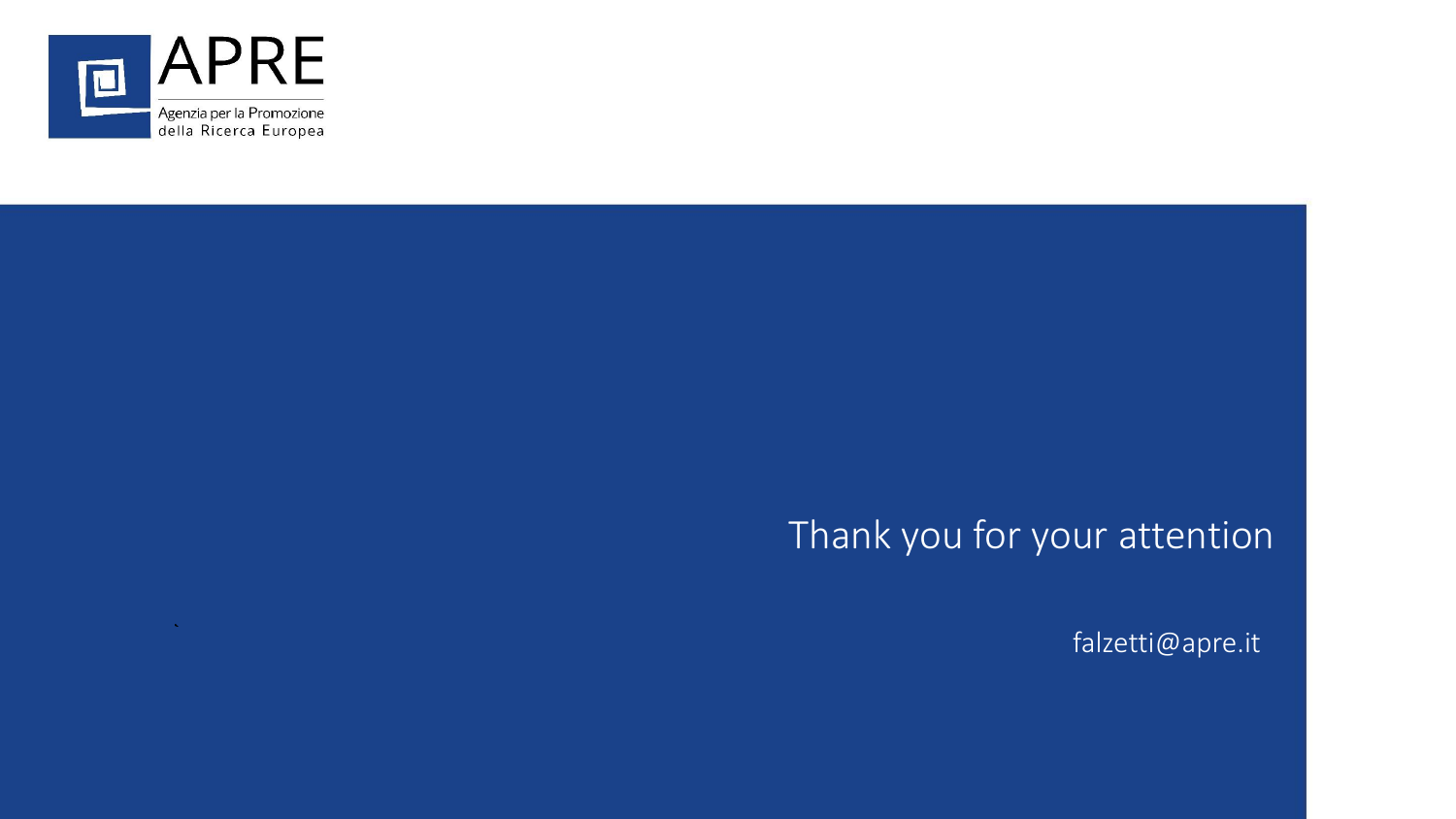APRE

Agenzia per la Promozione della Ricerca Europea

Thank you for your attention

falzetti@apre.it